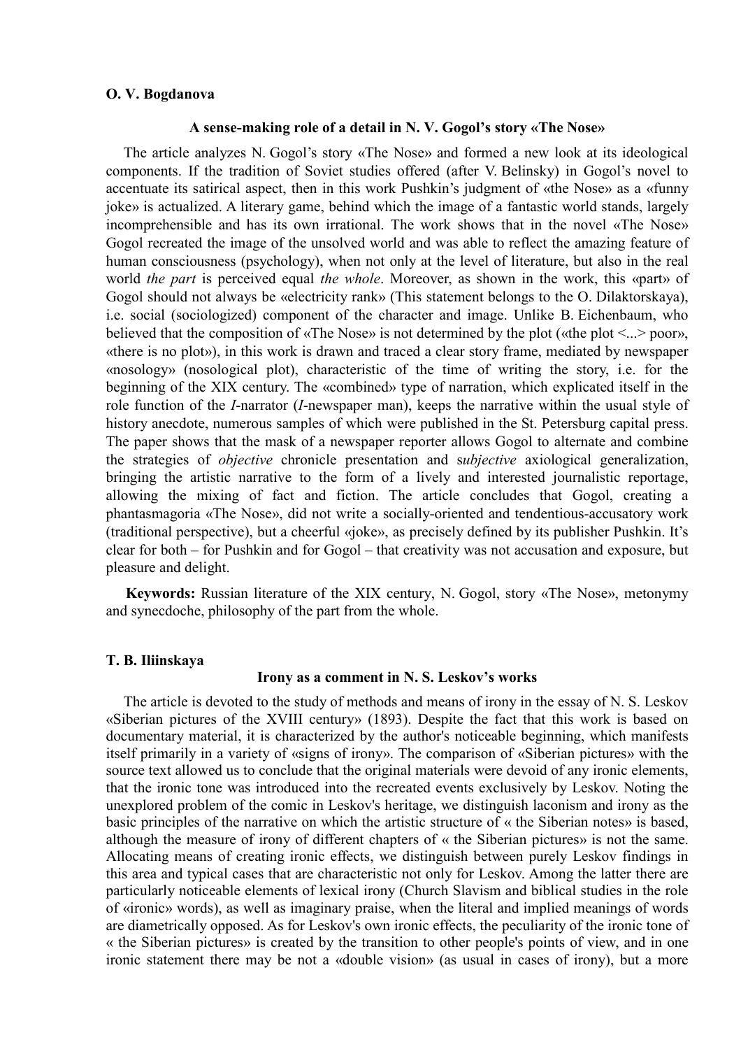**O. V. Bogdanova**

### A sense-making role of a detail in N. V. Gogol's story «The Nose»

The article analyzes N. Gogol's story «The Nose» and formed a new look at its ideological components. If the tradition of Soviet studies offered (after V. Belinsky) in Gogol's novel to accentuate its satirical aspect, then in this work Pushkin's judgment of «the Nose» as a «funny joke» is actualized. A literary game, behind which the image of a fantastic world stands, largely incomprehensible and has its own irrational. The work shows that in the novel «The Nose» Gogol recreated the image of the unsolved world and was able to reflect the amazing feature of human consciousness (psychology), when not only at the level of literature, but also in the real world *the part* is perceived equal *the whole*. Moreover, as shown in the work, this «part» of Gogol should not always be «electricity rank» (This statement belongs to the O. Dilaktorskaya), i.e. social (sociologized) component of the character and image. Unlike B. Eichenbaum, who believed that the composition of «The Nose» is not determined by the plot («the plot <...> poor», «there is no plot»), in this work is drawn and traced a clear story frame, mediated by newspaper «nosology» (nosological plot), characteristic of the time of writing the story, i.e. for the beginning of the XIX century. The «combined» type of narration, which explicated itself in the role function of the *I*-narrator (*I*-newspaper man), keeps the narrative within the usual style of history anecdote, numerous samples of which were published in the St. Petersburg capital press. The paper shows that the mask of a newspaper reporter allows Gogol to alternate and combine the strategies of *objective* chronicle presentation and s*ubjective* axiological generalization, bringing the artistic narrative to the form of a lively and interested journalistic reportage, allowing the mixing of fact and fiction. The article concludes that Gogol, creating a phantasmagoria «The Nose», did not write a socially-oriented and tendentious-accusatory work (traditional perspective), but a cheerful «joke», as precisely defined by its publisher Pushkin. It's clear for both – for Pushkin and for Gogol – that creativity was not accusation and exposure, but pleasure and delight.

**Keywords:** Russian literature of the XIX century, N. Gogol, story «The Nose», metonymy and synecdoche, philosophy of the part from the whole.

**T. B. Iliinskaya**

### Irony as a comment in N. S. Leskov's works

The article is devoted to the study of methods and means of irony in the essay of N. S. Leskov «Siberian pictures of the XVIII century» (1893). Despite the fact that this work is based on documentary material, it is characterized by the author's noticeable beginning, which manifests itself primarily in a variety of «signs of irony». The comparison of «Siberian pictures» with the source text allowed us to conclude that the original materials were devoid of any ironic elements, that the ironic tone was introduced into the recreated events exclusively by Leskov. Noting the unexplored problem of the comic in Leskov's heritage, we distinguish laconism and irony as the basic principles of the narrative on which the artistic structure of « the Siberian notes» is based, although the measure of irony of different chapters of « the Siberian pictures» is not the same. Allocating means of creating ironic effects, we distinguish between purely Leskov findings in this area and typical cases that are characteristic not only for Leskov. Among the latter there are particularly noticeable elements of lexical irony (Church Slavism and biblical studies in the role of «ironic» words), as well as imaginary praise, when the literal and implied meanings of words are diametrically opposed. As for Leskov's own ironic effects, the peculiarity of the ironic tone of « the Siberian pictures» is created by the transition to other people's points of view, and in one ironic statement there may be not a «double vision» (as usual in cases of irony), but a more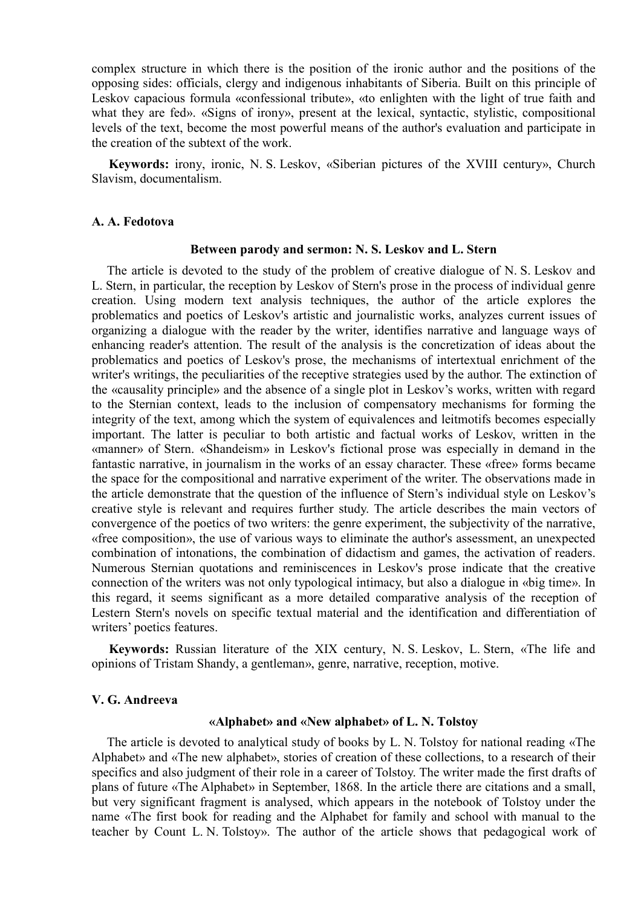complex structure in which there is the position of the ironic author and the positions of the opposing sides: officials, clergy and indigenous inhabitants of Siberia. Built on this principle of Leskov capacious formula «confessional tribute», «to enlighten with the light of true faith and what they are fed». «Signs of irony», present at the lexical, syntactic, stylistic, compositional levels of the text, become the most powerful means of the author's evaluation and participate in the creation of the subtext of the work.

**Keywords:** irony, ironic, N. S. Leskov, «Siberian pictures of the XVIII century», Church Slavism, documentalism.

**A. A. Fedotova**

### Between parody and sermon: N. S. Leskov and L. Stern

The article is devoted to the study of the problem of creative dialogue of N. S. Leskov and L. Stern, in particular, the reception by Leskov of Stern's prose in the process of individual genre creation. Using modern text analysis techniques, the author of the article explores the problematics and poetics of Leskov's artistic and journalistic works, analyzes current issues of organizing a dialogue with the reader by the writer, identifies narrative and language ways of enhancing reader's attention. The result of the analysis is the concretization of ideas about the problematics and poetics of Leskov's prose, the mechanisms of intertextual enrichment of the writer's writings, the peculiarities of the receptive strategies used by the author. The extinction of the «causality principle» and the absence of a single plot in Leskov's works, written with regard to the Sternian context, leads to the inclusion of compensatory mechanisms for forming the integrity of the text, among which the system of equivalences and leitmotifs becomes especially important. The latter is peculiar to both artistic and factual works of Leskov, written in the «manner» of Stern. «Shandeism» in Leskov's fictional prose was especially in demand in the fantastic narrative, in journalism in the works of an essay character. These «free» forms became the space for the compositional and narrative experiment of the writer. The observations made in the article demonstrate that the question of the influence of Stern's individual style on Leskov's creative style is relevant and requires further study. The article describes the main vectors of convergence of the poetics of two writers: the genre experiment, the subjectivity of the narrative, «free composition», the use of various ways to eliminate the author's assessment, an unexpected combination of intonations, the combination of didactism and games, the activation of readers. Numerous Sternian quotations and reminiscences in Leskov's prose indicate that the creative connection of the writers was not only typological intimacy, but also a dialogue in «big time». In this regard, it seems significant as a more detailed comparative analysis of the reception of Lestern Stern's novels on specific textual material and the identification and differentiation of writers' poetics features.

**Keywords:** Russian literature of the XIX century, N. S. Leskov, L. Stern, «The life and opinions of Tristam Shandy, a gentleman», genre, narrative, reception, motive.

**V. G. Andreeva**

### «Alphabet» and «New alphabet» of L. N. Tolstoy

The article is devoted to analytical study of books by L. N. Tolstoy for national reading «The Alphabet» and «The new alphabet», stories of creation of these collections, to a research of their specifics and also judgment of their role in a career of Tolstoy. The writer made the first drafts of plans of future «The Alphabet» in September, 1868. In the article there are citations and a small, but very significant fragment is analysed, which appears in the notebook of Tolstoy under the name «The first book for reading and the Alphabet for family and school with manual to the teacher by Count L. N. Tolstoy». The author of the article shows that pedagogical work of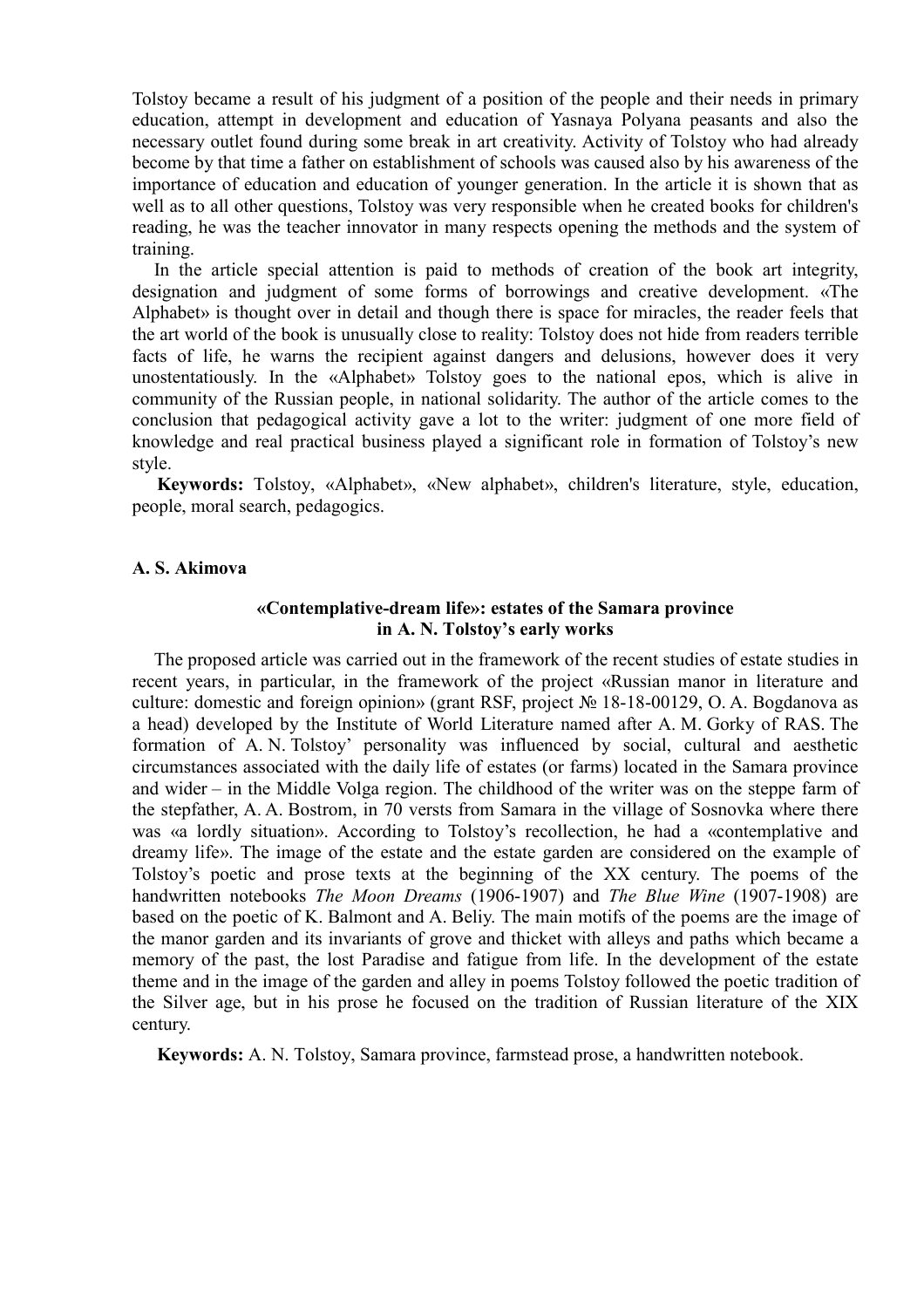Tolstoy became a result of his judgment of a position of the people and their needs in primary education, attempt in development and education of Yasnaya Polyana peasants and also the necessary outlet found during some break in art creativity. Activity of Tolstoy who had already become by that time a father on establishment of schools was caused also by his awareness of the importance of education and education of younger generation. In the article it is shown that as well as to all other questions, Tolstoy was very responsible when he created books for children's reading, he was the teacher innovator in many respects opening the methods and the system of training.

In the article special attention is paid to methods of creation of the book art integrity, designation and judgment of some forms of borrowings and creative development. «The Alphabet» is thought over in detail and though there is space for miracles, the reader feels that the art world of the book is unusually close to reality: Tolstoy does not hide from readers terrible facts of life, he warns the recipient against dangers and delusions, however does it very unostentatiously. In the «Alphabet» Tolstoy goes to the national epos, which is alive in community of the Russian people, in national solidarity. The author of the article comes to the conclusion that pedagogical activity gave a lot to the writer: judgment of one more field of knowledge and real practical business played a significant role in formation of Tolstoy's new style.

**Keywords:** Tolstoy, «Alphabet», «New alphabet», children's literature, style, education, people, moral search, pedagogics.

**A. S. Akimova**

### «Contemplative-dream life»: estates of the Samara province in A. N. Tolstoy's early works

The proposed article was carried out in the framework of the recent studies of estate studies in recent years, in particular, in the framework of the project «Russian manor in literature and culture: domestic and foreign opinion» (grant RSF, project № 18-18-00129, O. A. Bogdanova as a head) developed by the Institute of World Literature named after A. M. Gorky of RAS. The formation of A. N. Tolstoy' personality was influenced by social, cultural and aesthetic circumstances associated with the daily life of estates (or farms) located in the Samara province and wider – in the Middle Volga region. The childhood of the writer was on the steppe farm of the stepfather, A. A. Bostrom, in 70 versts from Samara in the village of Sosnovka where there was «a lordly situation». According to Tolstoy's recollection, he had a «contemplative and dreamy life». The image of the estate and the estate garden are considered on the example of Tolstoy's poetic and prose texts at the beginning of the XX century. The poems of the handwritten notebooks *The Moon Dreams* (1906-1907) and *The Blue Wine* (1907-1908) are based on the poetic of K. Balmont and A. Beliy. The main motifs of the poems are the image of the manor garden and its invariants of grove and thicket with alleys and paths which became a memory of the past, the lost Paradise and fatigue from life. In the development of the estate theme and in the image of the garden and alley in poems Tolstoy followed the poetic tradition of the Silver age, but in his prose he focused on the tradition of Russian literature of the XIX century.

**Keywords:** A. N. Tolstoy, Samara province, farmstead prose, a handwritten notebook.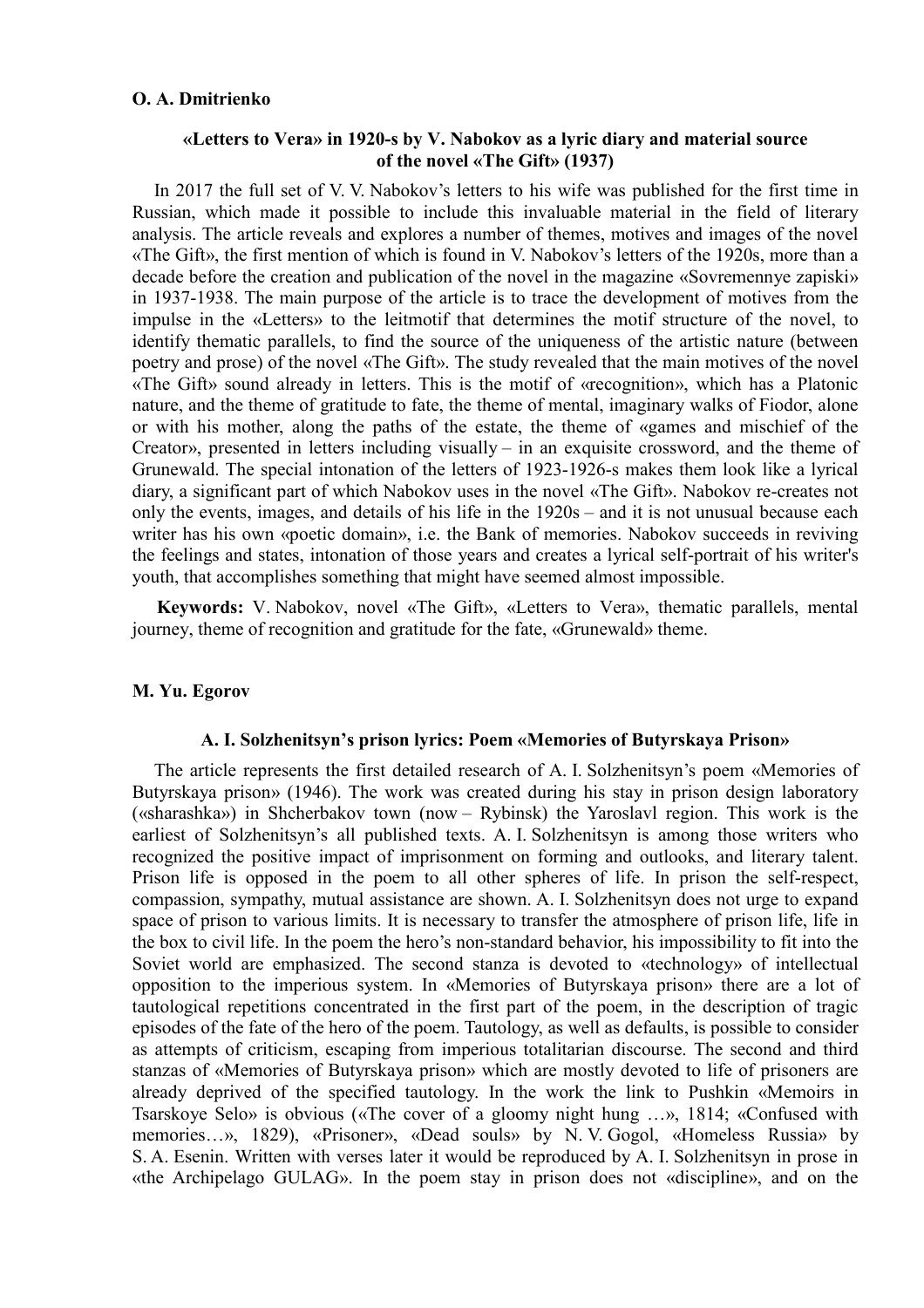**O. A. Dmitrienko**

### «Letters to Vera» in 1920-s by V. Nabokov as a lyric diary and material source of the novel «The Gift» (1937)

In 2017 the full set of V. V. Nabokov's letters to his wife was published for the first time in Russian, which made it possible to include this invaluable material in the field of literary analysis. The article reveals and explores a number of themes, motives and images of the novel «The Gift», the first mention of which is found in V. Nabokov's letters of the 1920s, more than a decade before the creation and publication of the novel in the magazine «Sovremennye zapiski» in 1937-1938. The main purpose of the article is to trace the development of motives from the impulse in the «Letters» to the leitmotif that determines the motif structure of the novel, to identify thematic parallels, to find the source of the uniqueness of the artistic nature (between poetry and prose) of the novel «The Gift». The study revealed that the main motives of the novel «The Gift» sound already in letters. This is the motif of «recognition», which has a Platonic nature, and the theme of gratitude to fate, the theme of mental, imaginary walks of Fiodor, alone or with his mother, along the paths of the estate, the theme of «games and mischief of the Creator», presented in letters including visually – in an exquisite crossword, and the theme of Grunewald. The special intonation of the letters of 1923-1926-s makes them look like a lyrical diary, a significant part of which Nabokov uses in the novel «The Gift». Nabokov re-creates not only the events, images, and details of his life in the 1920s – and it is not unusual because each writer has his own «poetic domain», i.e. the Bank of memories. Nabokov succeeds in reviving the feelings and states, intonation of those years and creates a lyrical self-portrait of his writer's youth, that accomplishes something that might have seemed almost impossible.

**Keywords:** V. Nabokov, novel «The Gift», «Letters to Vera», thematic parallels, mental journey, theme of recognition and gratitude for the fate, «Grunewald» theme.

**M. Yu. Egorov**

### A. I. Solzhenitsyn's prison lyrics: Poem «Memories of Butyrskaya Prison»

The article represents the first detailed research of A. I. Solzhenitsyn's poem «Memories of Butyrskaya prison» (1946). The work was created during his stay in prison design laboratory («sharashka») in Shcherbakov town (now – Rybinsk) the Yaroslavl region. This work is the earliest of Solzhenitsyn's all published texts. A. I. Solzhenitsyn is among those writers who recognized the positive impact of imprisonment on forming and outlooks, and literary talent. Prison life is opposed in the poem to all other spheres of life. In prison the self-respect, compassion, sympathy, mutual assistance are shown. A. I. Solzhenitsyn does not urge to expand space of prison to various limits. It is necessary to transfer the atmosphere of prison life, life in the box to civil life. In the poem the hero's non-standard behavior, his impossibility to fit into the Soviet world are emphasized. The second stanza is devoted to «technology» of intellectual opposition to the imperious system. In «Memories of Butyrskaya prison» there are a lot of tautological repetitions concentrated in the first part of the poem, in the description of tragic episodes of the fate of the hero of the poem. Tautology, as well as defaults, is possible to consider as attempts of criticism, escaping from imperious totalitarian discourse. The second and third stanzas of «Memories of Butyrskaya prison» which are mostly devoted to life of prisoners are already deprived of the specified tautology. In the work the link to Pushkin «Memoirs in Tsarskoye Selo» is obvious («The cover of a gloomy night hung …», 1814; «Confused with memories…», 1829), «Prisoner», «Dead souls» by N. V. Gogol, «Homeless Russia» by S. A. Esenin. Written with verses later it would be reproduced by A. I. Solzhenitsyn in prose in «the Archipelago GULAG». In the poem stay in prison does not «discipline», and on the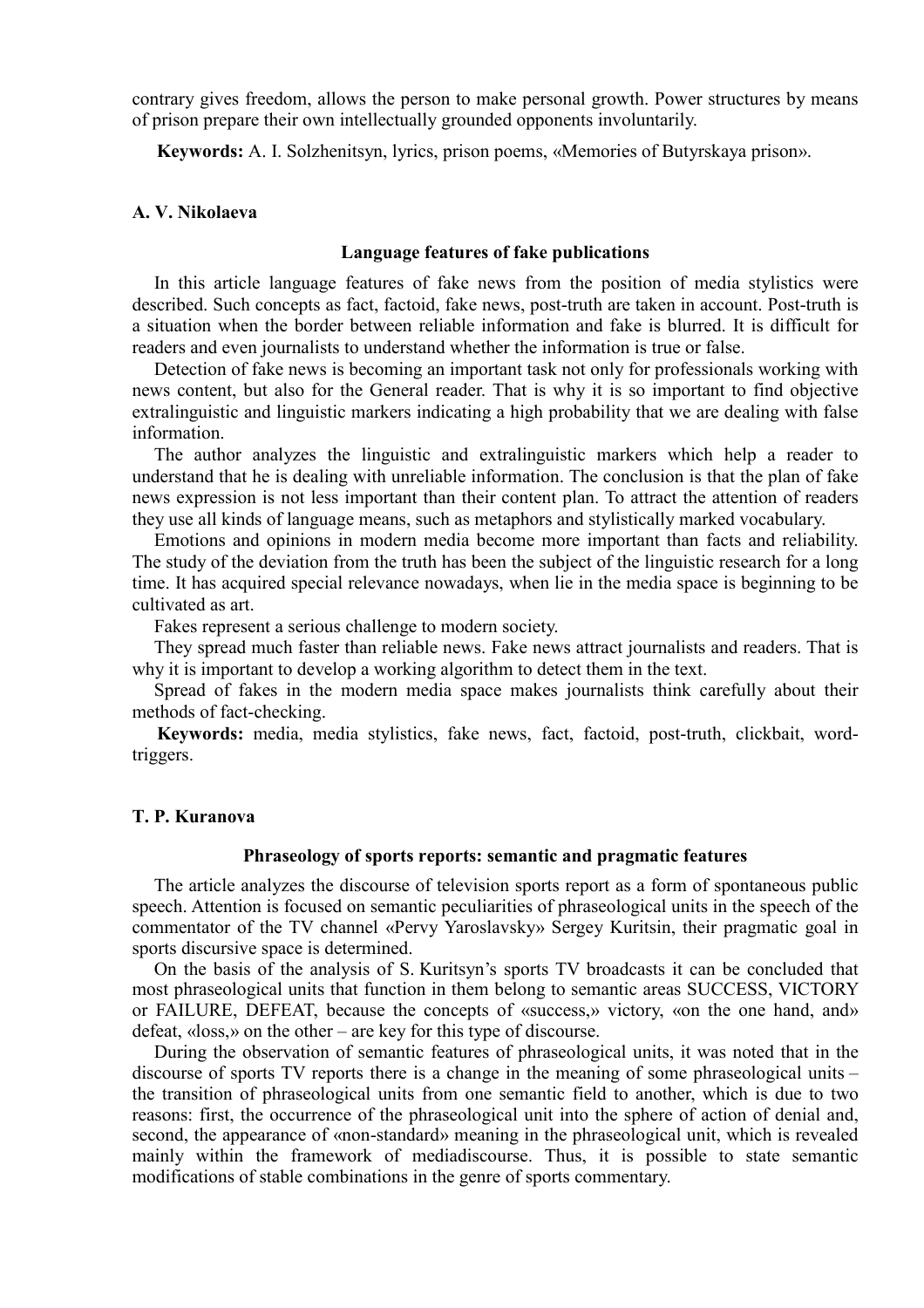contrary gives freedom, allows the person to make personal growth. Power structures by means of prison prepare their own intellectually grounded opponents involuntarily.

**Keywords:** A. I. Solzhenitsyn, lyrics, prison poems, «Memories of Butyrskaya prison».

**A. V. Nikolaeva**

### Language features of fake publications

In this article language features of fake news from the position of media stylistics were described. Such concepts as fact, factoid, fake news, post-truth are taken in account. Post-truth is a situation when the border between reliable information and fake is blurred. It is difficult for readers and even journalists to understand whether the information is true or false.

Detection of fake news is becoming an important task not only for professionals working with news content, but also for the General reader. That is why it is so important to find objective extralinguistic and linguistic markers indicating a high probability that we are dealing with false information.

The author analyzes the linguistic and extralinguistic markers which help a reader to understand that he is dealing with unreliable information. The conclusion is that the plan of fake news expression is not less important than their content plan. To attract the attention of readers they use all kinds of language means, such as metaphors and stylistically marked vocabulary.

Emotions and opinions in modern media become more important than facts and reliability. The study of the deviation from the truth has been the subject of the linguistic research for a long time. It has acquired special relevance nowadays, when lie in the media space is beginning to be cultivated as art.

Fakes represent a serious challenge to modern society.

They spread much faster than reliable news. Fake news attract journalists and readers. That is why it is important to develop a working algorithm to detect them in the text.

Spread of fakes in the modern media space makes journalists think carefully about their methods of fact-checking.

**Keywords:** media, media stylistics, fake news, fact, factoid, post-truth, clickbait, word-triggers.

**T. P. Kuranova**

### Phraseology of sports reports: semantic and pragmatic features

The article analyzes the discourse of television sports report as a form of spontaneous public speech. Attention is focused on semantic peculiarities of phraseological units in the speech of the commentator of the TV channel «Pervy Yaroslavsky» Sergey Kuritsin, their pragmatic goal in sports discursive space is determined.

On the basis of the analysis of S. Kuritsyn's sports TV broadcasts it can be concluded that most phraseological units that function in them belong to semantic areas SUCCESS, VICTORY or FAILURE, DEFEAT, because the concepts of «success,» victory, «on the one hand, and» defeat, «loss,» on the other – are key for this type of discourse.

During the observation of semantic features of phraseological units, it was noted that in the discourse of sports TV reports there is a change in the meaning of some phraseological units – the transition of phraseological units from one semantic field to another, which is due to two reasons: first, the occurrence of the phraseological unit into the sphere of action of denial and, second, the appearance of «non-standard» meaning in the phraseological unit, which is revealed mainly within the framework of mediadiscourse. Thus, it is possible to state semantic modifications of stable combinations in the genre of sports commentary.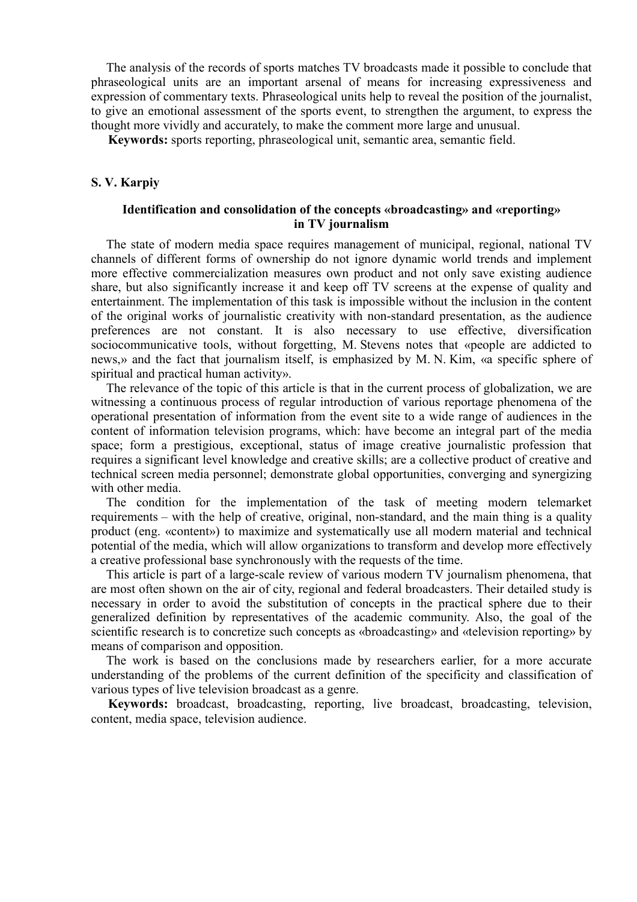The analysis of the records of sports matches TV broadcasts made it possible to conclude that phraseological units are an important arsenal of means for increasing expressiveness and expression of commentary texts. Phraseological units help to reveal the position of the journalist, to give an emotional assessment of the sports event, to strengthen the argument, to express the thought more vividly and accurately, to make the comment more large and unusual.

**Keywords:** sports reporting, phraseological unit, semantic area, semantic field.

**S. V. Karpiy**

### Identification and consolidation of the concepts «broadcasting» and «reporting» in TV journalism

The state of modern media space requires management of municipal, regional, national TV channels of different forms of ownership do not ignore dynamic world trends and implement more effective commercialization measures own product and not only save existing audience share, but also significantly increase it and keep off TV screens at the expense of quality and entertainment. The implementation of this task is impossible without the inclusion in the content of the original works of journalistic creativity with non-standard presentation, as the audience preferences are not constant. It is also necessary to use effective, diversification sociocommunicative tools, without forgetting, M. Stevens notes that «people are addicted to news,» and the fact that journalism itself, is emphasized by M. N. Kim, «a specific sphere of spiritual and practical human activity».

The relevance of the topic of this article is that in the current process of globalization, we are witnessing a continuous process of regular introduction of various reportage phenomena of the operational presentation of information from the event site to a wide range of audiences in the content of information television programs, which: have become an integral part of the media space; form a prestigious, exceptional, status of image creative journalistic profession that requires a significant level knowledge and creative skills; are a collective product of creative and technical screen media personnel; demonstrate global opportunities, converging and synergizing with other media.

The condition for the implementation of the task of meeting modern telemarket requirements – with the help of creative, original, non-standard, and the main thing is a quality product (eng. «content») to maximize and systematically use all modern material and technical potential of the media, which will allow organizations to transform and develop more effectively a creative professional base synchronously with the requests of the time.

This article is part of a large-scale review of various modern TV journalism phenomena, that are most often shown on the air of city, regional and federal broadcasters. Their detailed study is necessary in order to avoid the substitution of concepts in the practical sphere due to their generalized definition by representatives of the academic community. Also, the goal of the scientific research is to concretize such concepts as «broadcasting» and «television reporting» by means of comparison and opposition.

The work is based on the conclusions made by researchers earlier, for a more accurate understanding of the problems of the current definition of the specificity and classification of various types of live television broadcast as a genre.

**Keywords:** broadcast, broadcasting, reporting, live broadcast, broadcasting, television, content, media space, television audience.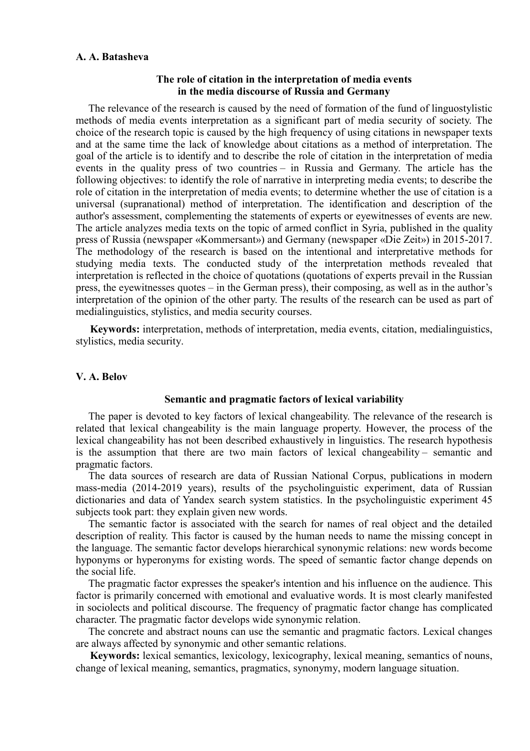**A. A. Batasheva**

### The role of citation in the interpretation of media events in the media discourse of Russia and Germany

The relevance of the research is caused by the need of formation of the fund of linguostylistic methods of media events interpretation as a significant part of media security of society. The choice of the research topic is caused by the high frequency of using citations in newspaper texts and at the same time the lack of knowledge about citations as a method of interpretation. The goal of the article is to identify and to describe the role of citation in the interpretation of media events in the quality press of two countries – in Russia and Germany. The article has the following objectives: to identify the role of narrative in interpreting media events; to describe the role of citation in the interpretation of media events; to determine whether the use of citation is a universal (supranational) method of interpretation. The identification and description of the author's assessment, complementing the statements of experts or eyewitnesses of events are new. The article analyzes media texts on the topic of armed conflict in Syria, published in the quality press of Russia (newspaper «Kommersant») and Germany (newspaper «Die Zeit») in 2015-2017. The methodology of the research is based on the intentional and interpretative methods for studying media texts. The conducted study of the interpretation methods revealed that interpretation is reflected in the choice of quotations (quotations of experts prevail in the Russian press, the eyewitnesses quotes – in the German press), their composing, as well as in the author's interpretation of the opinion of the other party. The results of the research can be used as part of medialinguistics, stylistics, and media security courses.

**Keywords:** interpretation, methods of interpretation, media events, citation, medialinguistics, stylistics, media security.

**V. A. Belov**

### Semantic and pragmatic factors of lexical variability

The paper is devoted to key factors of lexical changeability. The relevance of the research is related that lexical changeability is the main language property. However, the process of the lexical changeability has not been described exhaustively in linguistics. The research hypothesis is the assumption that there are two main factors of lexical changeability – semantic and pragmatic factors.

The data sources of research are data of Russian National Corpus, publications in modern mass-media (2014-2019 years), results of the psycholinguistic experiment, data of Russian dictionaries and data of Yandex search system statistics. In the psycholinguistic experiment 45 subjects took part: they explain given new words.

The semantic factor is associated with the search for names of real object and the detailed description of reality. This factor is caused by the human needs to name the missing concept in the language. The semantic factor develops hierarchical synonymic relations: new words become hyponyms or hyperonyms for existing words. The speed of semantic factor change depends on the social life.

The pragmatic factor expresses the speaker's intention and his influence on the audience. This factor is primarily concerned with emotional and evaluative words. It is most clearly manifested in sociolects and political discourse. The frequency of pragmatic factor change has complicated character. The pragmatic factor develops wide synonymic relation.

The concrete and abstract nouns can use the semantic and pragmatic factors. Lexical changes are always affected by synonymic and other semantic relations.

**Keywords:** lexical semantics, lexicology, lexicography, lexical meaning, semantics of nouns, change of lexical meaning, semantics, pragmatics, synonymy, modern language situation.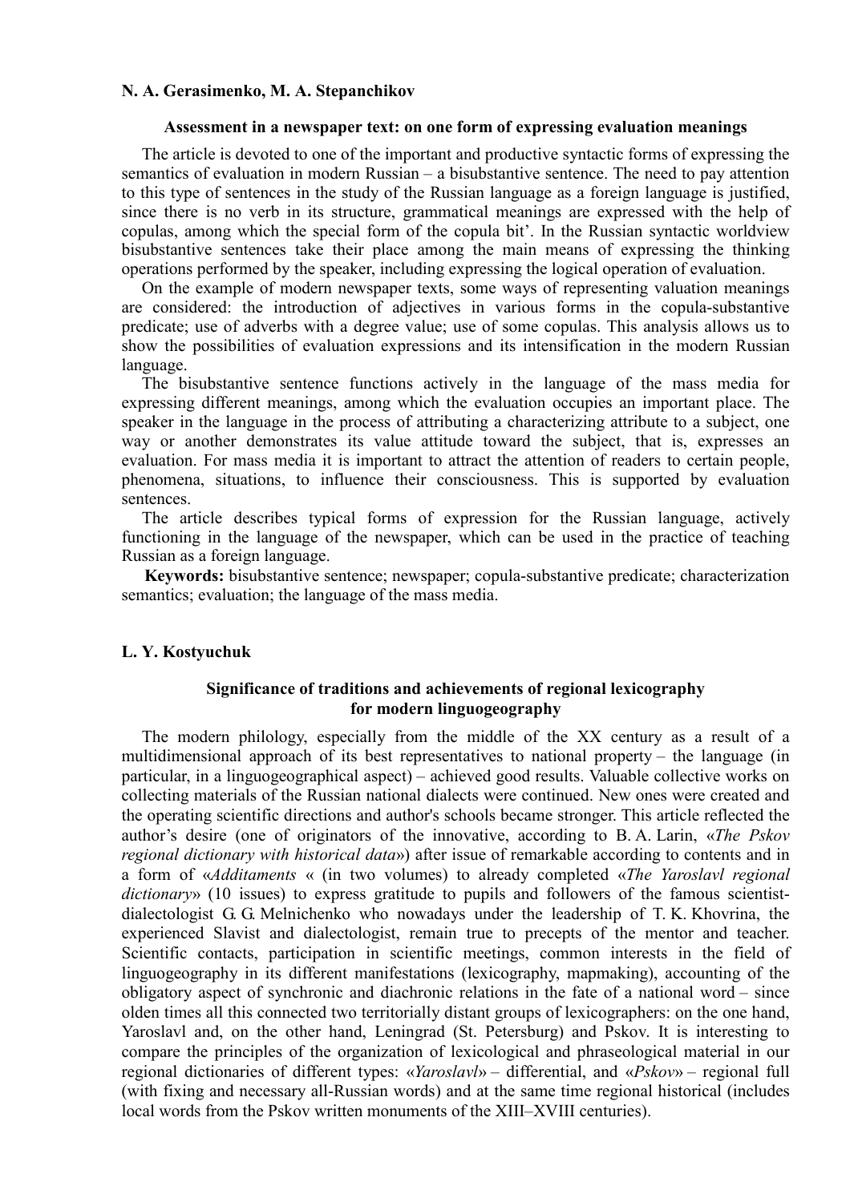**N. A. Gerasimenko, M. A. Stepanchikov**

### Assessment in a newspaper text: on one form of expressing evaluation meanings

The article is devoted to one of the important and productive syntactic forms of expressing the semantics of evaluation in modern Russian – a bisubstantive sentence. The need to pay attention to this type of sentences in the study of the Russian language as a foreign language is justified, since there is no verb in its structure, grammatical meanings are expressed with the help of copulas, among which the special form of the copula bit'. In the Russian syntactic worldview bisubstantive sentences take their place among the main means of expressing the thinking operations performed by the speaker, including expressing the logical operation of evaluation.

On the example of modern newspaper texts, some ways of representing valuation meanings are considered: the introduction of adjectives in various forms in the copula-substantive predicate; use of adverbs with a degree value; use of some copulas. This analysis allows us to show the possibilities of evaluation expressions and its intensification in the modern Russian language.

The bisubstantive sentence functions actively in the language of the mass media for expressing different meanings, among which the evaluation occupies an important place. The speaker in the language in the process of attributing a characterizing attribute to a subject, one way or another demonstrates its value attitude toward the subject, that is, expresses an evaluation. For mass media it is important to attract the attention of readers to certain people, phenomena, situations, to influence their consciousness. This is supported by evaluation sentences.

The article describes typical forms of expression for the Russian language, actively functioning in the language of the newspaper, which can be used in the practice of teaching Russian as a foreign language.

**Keywords:** bisubstantive sentence; newspaper; copula-substantive predicate; characterization semantics; evaluation; the language of the mass media.

**L. Y. Kostyuchuk**

### Significance of traditions and achievements of regional lexicography for modern linguogeography

The modern philology, especially from the middle of the XX century as a result of a multidimensional approach of its best representatives to national property – the language (in particular, in a linguogeographical aspect) – achieved good results. Valuable collective works on collecting materials of the Russian national dialects were continued. New ones were created and the operating scientific directions and author's schools became stronger. This article reflected the author's desire (one of originators of the innovative, according to B. A. Larin, «*The Pskov regional dictionary with historical data*») after issue of remarkable according to contents and in a form of «*Additaments* « (in two volumes) to already completed «*The Yaroslavl regional dictionary*» (10 issues) to express gratitude to pupils and followers of the famous scientist-dialectologist G. G. Melnichenko who nowadays under the leadership of T. K. Khovrina, the experienced Slavist and dialectologist, remain true to precepts of the mentor and teacher. Scientific contacts, participation in scientific meetings, common interests in the field of linguogeography in its different manifestations (lexicography, mapmaking), accounting of the obligatory aspect of synchronic and diachronic relations in the fate of a national word – since olden times all this connected two territorially distant groups of lexicographers: on the one hand, Yaroslavl and, on the other hand, Leningrad (St. Petersburg) and Pskov. It is interesting to compare the principles of the organization of lexicological and phraseological material in our regional dictionaries of different types: «*Yaroslavl*» – differential, and «*Pskov*» – regional full (with fixing and necessary all-Russian words) and at the same time regional historical (includes local words from the Pskov written monuments of the XIII–XVIII centuries).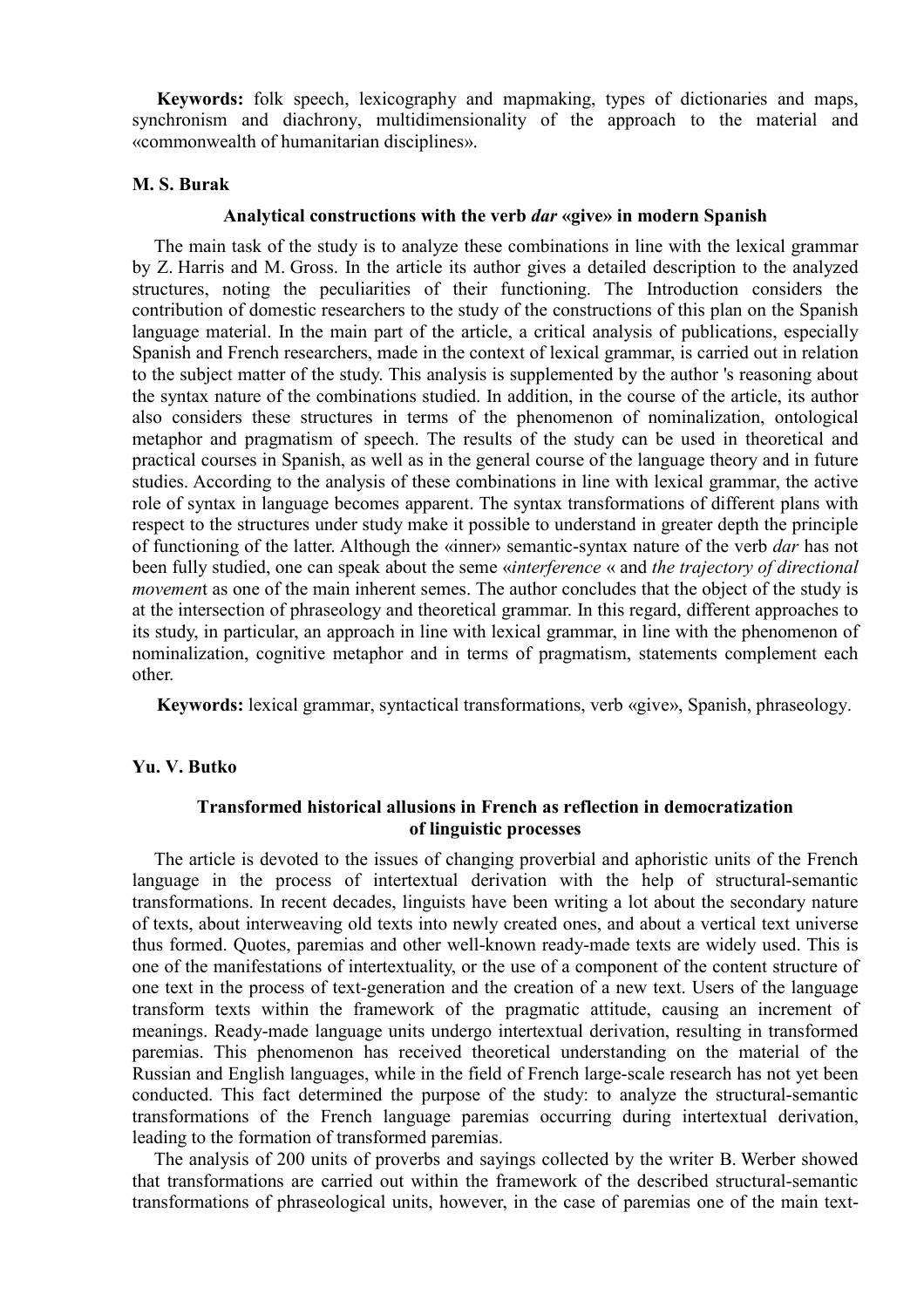**Keywords:** folk speech, lexicography and mapmaking, types of dictionaries and maps, synchronism and diachrony, multidimensionality of the approach to the material and «commonwealth of humanitarian disciplines».

**M. S. Burak**

### Analytical constructions with the verb *dar* «give» in modern Spanish

The main task of the study is to analyze these combinations in line with the lexical grammar by Z. Harris and M. Gross. In the article its author gives a detailed description to the analyzed structures, noting the peculiarities of their functioning. The Introduction considers the contribution of domestic researchers to the study of the constructions of this plan on the Spanish language material. In the main part of the article, a critical analysis of publications, especially Spanish and French researchers, made in the context of lexical grammar, is carried out in relation to the subject matter of the study. This analysis is supplemented by the author 's reasoning about the syntax nature of the combinations studied. In addition, in the course of the article, its author also considers these structures in terms of the phenomenon of nominalization, ontological metaphor and pragmatism of speech. The results of the study can be used in theoretical and practical courses in Spanish, as well as in the general course of the language theory and in future studies. According to the analysis of these combinations in line with lexical grammar, the active role of syntax in language becomes apparent. The syntax transformations of different plans with respect to the structures under study make it possible to understand in greater depth the principle of functioning of the latter. Although the «inner» semantic-syntax nature of the verb *dar* has not been fully studied, one can speak about the seme «*interference* « and *the trajectory of directional movemen*t as one of the main inherent semes. The author concludes that the object of the study is at the intersection of phraseology and theoretical grammar. In this regard, different approaches to its study, in particular, an approach in line with lexical grammar, in line with the phenomenon of nominalization, cognitive metaphor and in terms of pragmatism, statements complement each other.

**Keywords:** lexical grammar, syntactical transformations, verb «give», Spanish, phraseology.

**Yu. V. Butko**

### Transformed historical allusions in French as reflection in democratization of linguistic processes

The article is devoted to the issues of changing proverbial and aphoristic units of the French language in the process of intertextual derivation with the help of structural-semantic transformations. In recent decades, linguists have been writing a lot about the secondary nature of texts, about interweaving old texts into newly created ones, and about a vertical text universe thus formed. Quotes, paremias and other well-known ready-made texts are widely used. This is one of the manifestations of intertextuality, or the use of a component of the content structure of one text in the process of text-generation and the creation of a new text. Users of the language transform texts within the framework of the pragmatic attitude, causing an increment of meanings. Ready-made language units undergo intertextual derivation, resulting in transformed paremias. This phenomenon has received theoretical understanding on the material of the Russian and English languages, while in the field of French large-scale research has not yet been conducted. This fact determined the purpose of the study: to analyze the structural-semantic transformations of the French language paremias occurring during intertextual derivation, leading to the formation of transformed paremias.

The analysis of 200 units of proverbs and sayings collected by the writer B. Werber showed that transformations are carried out within the framework of the described structural-semantic transformations of phraseological units, however, in the case of paremias one of the main text-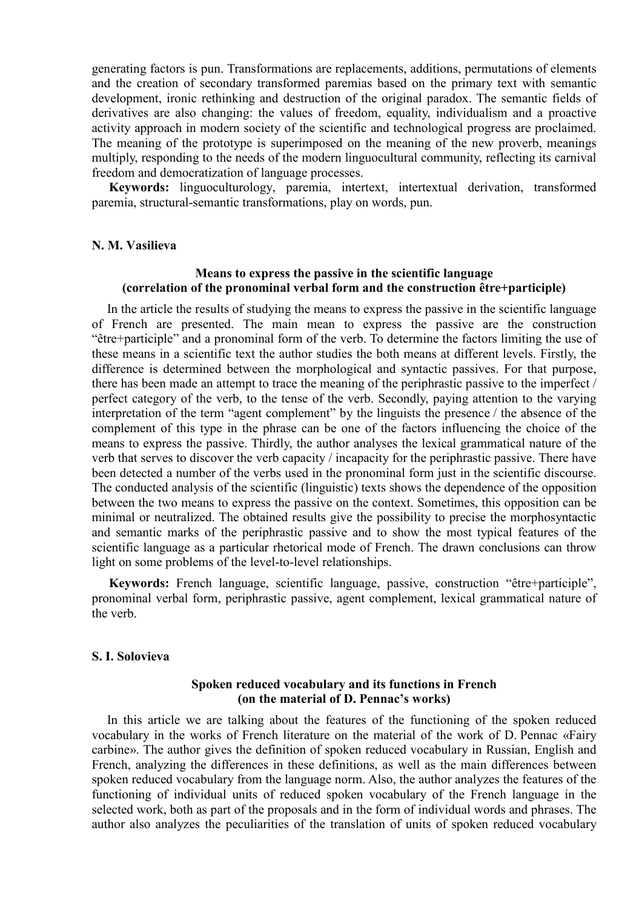generating factors is pun. Transformations are replacements, additions, permutations of elements and the creation of secondary transformed paremias based on the primary text with semantic development, ironic rethinking and destruction of the original paradox. The semantic fields of derivatives are also changing: the values of freedom, equality, individualism and a proactive activity approach in modern society of the scientific and technological progress are proclaimed. The meaning of the prototype is superimposed on the meaning of the new proverb, meanings multiply, responding to the needs of the modern linguocultural community, reflecting its carnival freedom and democratization of language processes.

**Keywords:** linguoculturology, paremia, intertext, intertextual derivation, transformed paremia, structural-semantic transformations, play on words, pun.

**N. M. Vasilieva**

### Means to express the passive in the scientific language (correlation of the pronominal verbal form and the construction être+participle)

In the article the results of studying the means to express the passive in the scientific language of French are presented. The main mean to express the passive are the construction "être+participle" and a pronominal form of the verb. To determine the factors limiting the use of these means in a scientific text the author studies the both means at different levels. Firstly, the difference is determined between the morphological and syntactic passives. For that purpose, there has been made an attempt to trace the meaning of the periphrastic passive to the imperfect / perfect category of the verb, to the tense of the verb. Secondly, paying attention to the varying interpretation of the term "agent complement" by the linguists the presence / the absence of the complement of this type in the phrase can be one of the factors influencing the choice of the means to express the passive. Thirdly, the author analyses the lexical grammatical nature of the verb that serves to discover the verb capacity / incapacity for the periphrastic passive. There have been detected a number of the verbs used in the pronominal form just in the scientific discourse. The conducted analysis of the scientific (linguistic) texts shows the dependence of the opposition between the two means to express the passive on the context. Sometimes, this opposition can be minimal or neutralized. The obtained results give the possibility to precise the morphosyntactic and semantic marks of the periphrastic passive and to show the most typical features of the scientific language as a particular rhetorical mode of French. The drawn conclusions can throw light on some problems of the level-to-level relationships.

**Keywords:** French language, scientific language, passive, construction "être+participle", pronominal verbal form, periphrastic passive, agent complement, lexical grammatical nature of the verb.

**S. I. Solovieva**

### Spoken reduced vocabulary and its functions in French (on the material of D. Pennac's works)

In this article we are talking about the features of the functioning of the spoken reduced vocabulary in the works of French literature on the material of the work of D. Pennac «Fairy carbine». The author gives the definition of spoken reduced vocabulary in Russian, English and French, analyzing the differences in these definitions, as well as the main differences between spoken reduced vocabulary from the language norm. Also, the author analyzes the features of the functioning of individual units of reduced spoken vocabulary of the French language in the selected work, both as part of the proposals and in the form of individual words and phrases. The author also analyzes the peculiarities of the translation of units of spoken reduced vocabulary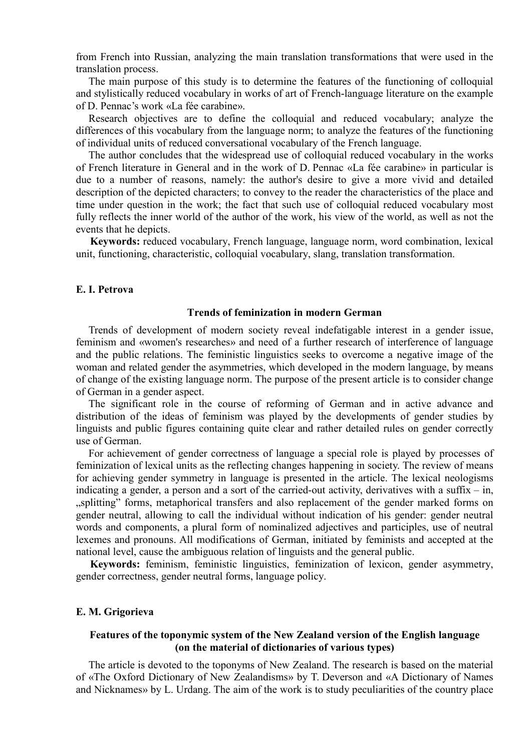from French into Russian, analyzing the main translation transformations that were used in the translation process.

The main purpose of this study is to determine the features of the functioning of colloquial and stylistically reduced vocabulary in works of art of French-language literature on the example of D. Pennac's work «La fée carabine».

Research objectives are to define the colloquial and reduced vocabulary; analyze the differences of this vocabulary from the language norm; to analyze the features of the functioning of individual units of reduced conversational vocabulary of the French language.

The author concludes that the widespread use of colloquial reduced vocabulary in the works of French literature in General and in the work of D. Pennac «La fée carabine» in particular is due to a number of reasons, namely: the author's desire to give a more vivid and detailed description of the depicted characters; to convey to the reader the characteristics of the place and time under question in the work; the fact that such use of colloquial reduced vocabulary most fully reflects the inner world of the author of the work, his view of the world, as well as not the events that he depicts.

**Keywords:** reduced vocabulary, French language, language norm, word combination, lexical unit, functioning, characteristic, colloquial vocabulary, slang, translation transformation.

**E. I. Petrova**

### Trends of feminization in modern German

Trends of development of modern society reveal indefatigable interest in a gender issue, feminism and «women's researches» and need of a further research of interference of language and the public relations. The feministic linguistics seeks to overcome a negative image of the woman and related gender the asymmetries, which developed in the modern language, by means of change of the existing language norm. The purpose of the present article is to consider change of German in a gender aspect.

The significant role in the course of reforming of German and in active advance and distribution of the ideas of feminism was played by the developments of gender studies by linguists and public figures containing quite clear and rather detailed rules on gender correctly use of German.

For achievement of gender correctness of language a special role is played by processes of feminization of lexical units as the reflecting changes happening in society. The review of means for achieving gender symmetry in language is presented in the article. The lexical neologisms indicating a gender, a person and a sort of the carried-out activity, derivatives with a suffix – in, „splitting" forms, metaphorical transfers and also replacement of the gender marked forms on gender neutral, allowing to call the individual without indication of his gender: gender neutral words and components, a plural form of nominalized adjectives and participles, use of neutral lexemes and pronouns. All modifications of German, initiated by feminists and accepted at the national level, cause the ambiguous relation of linguists and the general public.

**Keywords:** feminism, feministic linguistics, feminization of lexicon, gender asymmetry, gender correctness, gender neutral forms, language policy.

**E. M. Grigorieva**

### Features of the toponymic system of the New Zealand version of the English language (on the material of dictionaries of various types)

The article is devoted to the toponyms of New Zealand. The research is based on the material of «The Oxford Dictionary of New Zealandisms» by T. Deverson and «A Dictionary of Names and Nicknames» by L. Urdang. The aim of the work is to study peculiarities of the country place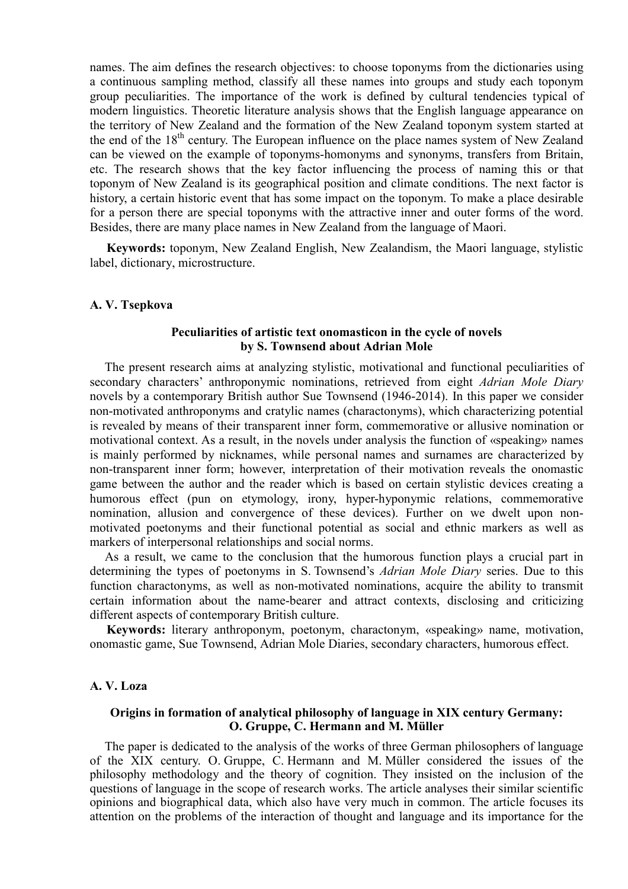names. The aim defines the research objectives: to choose toponyms from the dictionaries using a continuous sampling method, classify all these names into groups and study each toponym group peculiarities. The importance of the work is defined by cultural tendencies typical of modern linguistics. Theoretic literature analysis shows that the English language appearance on the territory of New Zealand and the formation of the New Zealand toponym system started at the end of the 18th century. The European influence on the place names system of New Zealand can be viewed on the example of toponyms-homonyms and synonyms, transfers from Britain, etc. The research shows that the key factor influencing the process of naming this or that toponym of New Zealand is its geographical position and climate conditions. The next factor is history, a certain historic event that has some impact on the toponym. To make a place desirable for a person there are special toponyms with the attractive inner and outer forms of the word. Besides, there are many place names in New Zealand from the language of Maori.

**Keywords:** toponym, New Zealand English, New Zealandism, the Maori language, stylistic label, dictionary, microstructure.

**A. V. Tsepkova**

### Peculiarities of artistic text onomasticon in the cycle of novels by S. Townsend about Adrian Mole

The present research aims at analyzing stylistic, motivational and functional peculiarities of secondary characters' anthroponymic nominations, retrieved from eight *Adrian Mole Diary* novels by a contemporary British author Sue Townsend (1946-2014). In this paper we consider non-motivated anthroponyms and cratylic names (charactonyms), which characterizing potential is revealed by means of their transparent inner form, commemorative or allusive nomination or motivational context. As a result, in the novels under analysis the function of «speaking» names is mainly performed by nicknames, while personal names and surnames are characterized by non-transparent inner form; however, interpretation of their motivation reveals the onomastic game between the author and the reader which is based on certain stylistic devices creating a humorous effect (pun on etymology, irony, hyper-hyponymic relations, commemorative nomination, allusion and convergence of these devices). Further on we dwelt upon non-motivated poetonyms and their functional potential as social and ethnic markers as well as markers of interpersonal relationships and social norms.

As a result, we came to the conclusion that the humorous function plays a crucial part in determining the types of poetonyms in S. Townsend's *Adrian Mole Diary* series. Due to this function charactonyms, as well as non-motivated nominations, acquire the ability to transmit certain information about the name-bearer and attract contexts, disclosing and criticizing different aspects of contemporary British culture.

**Keywords:** literary anthroponym, poetonym, charactonym, «speaking» name, motivation, onomastic game, Sue Townsend, Adrian Mole Diaries, secondary characters, humorous effect.

**A. V. Loza**

### Origins in formation of analytical philosophy of language in XIX century Germany: O. Gruppe, C. Hermann and M. Müller

The paper is dedicated to the analysis of the works of three German philosophers of language of the XIX century. O. Gruppe, C. Hermann and M. Müller considered the issues of the philosophy methodology and the theory of cognition. They insisted on the inclusion of the questions of language in the scope of research works. The article analyses their similar scientific opinions and biographical data, which also have very much in common. The article focuses its attention on the problems of the interaction of thought and language and its importance for the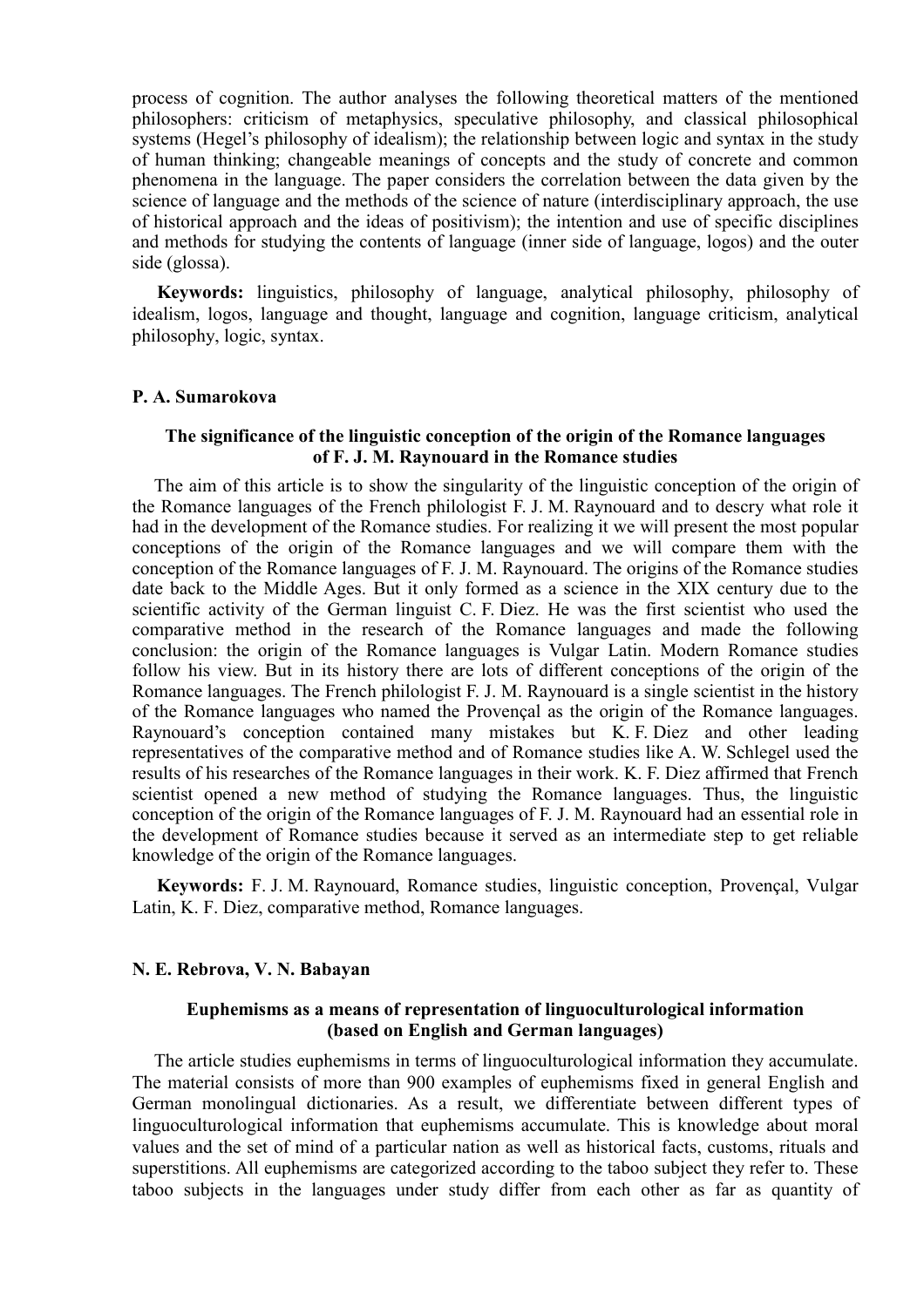process of cognition. The author analyses the following theoretical matters of the mentioned philosophers: criticism of metaphysics, speculative philosophy, and classical philosophical systems (Hegel's philosophy of idealism); the relationship between logic and syntax in the study of human thinking; changeable meanings of concepts and the study of concrete and common phenomena in the language. The paper considers the correlation between the data given by the science of language and the methods of the science of nature (interdisciplinary approach, the use of historical approach and the ideas of positivism); the intention and use of specific disciplines and methods for studying the contents of language (inner side of language, logos) and the outer side (glossa).

**Keywords:** linguistics, philosophy of language, analytical philosophy, philosophy of idealism, logos, language and thought, language and cognition, language criticism, analytical philosophy, logic, syntax.

**P. A. Sumarokova**

### The significance of the linguistic conception of the origin of the Romance languages of F. J. M. Raynouard in the Romance studies

The aim of this article is to show the singularity of the linguistic conception of the origin of the Romance languages of the French philologist F. J. M. Raynouard and to descry what role it had in the development of the Romance studies. For realizing it we will present the most popular conceptions of the origin of the Romance languages and we will compare them with the conception of the Romance languages of F. J. M. Raynouard. The origins of the Romance studies date back to the Middle Ages. But it only formed as a science in the XIX century due to the scientific activity of the German linguist C. F. Diez. He was the first scientist who used the comparative method in the research of the Romance languages and made the following conclusion: the origin of the Romance languages is Vulgar Latin. Modern Romance studies follow his view. But in its history there are lots of different conceptions of the origin of the Romance languages. The French philologist F. J. M. Raynouard is a single scientist in the history of the Romance languages who named the Provençal as the origin of the Romance languages. Raynouard's conception contained many mistakes but K. F. Diez and other leading representatives of the comparative method and of Romance studies like A. W. Schlegel used the results of his researches of the Romance languages in their work. K. F. Diez affirmed that French scientist opened a new method of studying the Romance languages. Thus, the linguistic conception of the origin of the Romance languages of F. J. M. Raynouard had an essential role in the development of Romance studies because it served as an intermediate step to get reliable knowledge of the origin of the Romance languages.

**Keywords:** F. J. M. Raynouard, Romance studies, linguistic conception, Provençal, Vulgar Latin, K. F. Diez, comparative method, Romance languages.

**N. E. Rebrova, V. N. Babayan**

### Euphemisms as a means of representation of linguoculturological information (based on English and German languages)

The article studies euphemisms in terms of linguoculturological information they accumulate. The material consists of more than 900 examples of euphemisms fixed in general English and German monolingual dictionaries. As a result, we differentiate between different types of linguoculturological information that euphemisms accumulate. This is knowledge about moral values and the set of mind of a particular nation as well as historical facts, customs, rituals and superstitions. All euphemisms are categorized according to the taboo subject they refer to. These taboo subjects in the languages under study differ from each other as far as quantity of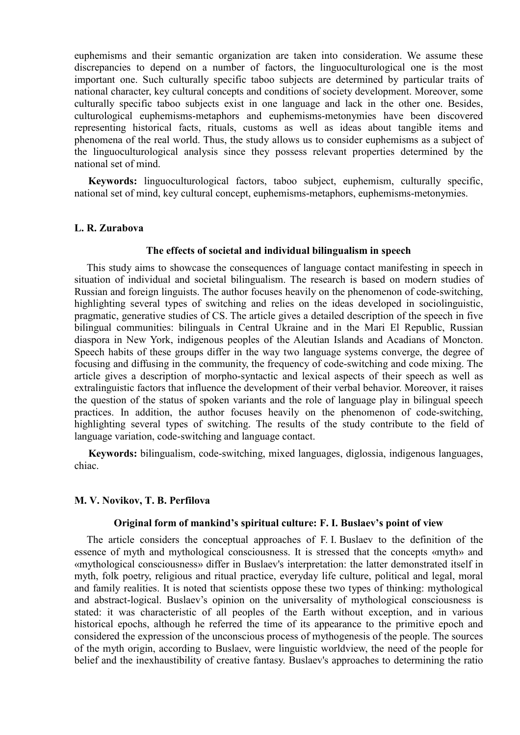euphemisms and their semantic organization are taken into consideration. We assume these discrepancies to depend on a number of factors, the linguoculturological one is the most important one. Such culturally specific taboo subjects are determined by particular traits of national character, key cultural concepts and conditions of society development. Moreover, some culturally specific taboo subjects exist in one language and lack in the other one. Besides, culturological euphemisms-metaphors and euphemisms-metonymies have been discovered representing historical facts, rituals, customs as well as ideas about tangible items and phenomena of the real world. Thus, the study allows us to consider euphemisms as a subject of the linguoculturological analysis since they possess relevant properties determined by the national set of mind.

**Keywords:** linguoculturological factors, taboo subject, euphemism, culturally specific, national set of mind, key cultural concept, euphemisms-metaphors, euphemisms-metonymies.

**L. R. Zurabova**

### The effects of societal and individual bilingualism in speech

This study aims to showcase the consequences of language contact manifesting in speech in situation of individual and societal bilingualism. The research is based on modern studies of Russian and foreign linguists. The author focuses heavily on the phenomenon of code-switching, highlighting several types of switching and relies on the ideas developed in sociolinguistic, pragmatic, generative studies of CS. The article gives a detailed description of the speech in five bilingual communities: bilinguals in Central Ukraine and in the Mari El Republic, Russian diaspora in New York, indigenous peoples of the Aleutian Islands and Acadians of Moncton. Speech habits of these groups differ in the way two language systems converge, the degree of focusing and diffusing in the community, the frequency of code-switching and code mixing. The article gives a description of morpho-syntactic and lexical aspects of their speech as well as extralinguistic factors that influence the development of their verbal behavior. Moreover, it raises the question of the status of spoken variants and the role of language play in bilingual speech practices. In addition, the author focuses heavily on the phenomenon of code-switching, highlighting several types of switching. The results of the study contribute to the field of language variation, code-switching and language contact.

**Keywords:** bilingualism, code-switching, mixed languages, diglossia, indigenous languages, chiac.

**M. V. Novikov, T. B. Perfilova**

### Original form of mankind's spiritual culture: F. I. Buslaev's point of view

The article considers the conceptual approaches of F. I. Buslaev to the definition of the essence of myth and mythological consciousness. It is stressed that the concepts «myth» and «mythological consciousness» differ in Buslaev's interpretation: the latter demonstrated itself in myth, folk poetry, religious and ritual practice, everyday life culture, political and legal, moral and family realities. It is noted that scientists oppose these two types of thinking: mythological and abstract-logical. Buslaev's opinion on the universality of mythological consciousness is stated: it was characteristic of all peoples of the Earth without exception, and in various historical epochs, although he referred the time of its appearance to the primitive epoch and considered the expression of the unconscious process of mythogenesis of the people. The sources of the myth origin, according to Buslaev, were linguistic worldview, the need of the people for belief and the inexhaustibility of creative fantasy. Buslaev's approaches to determining the ratio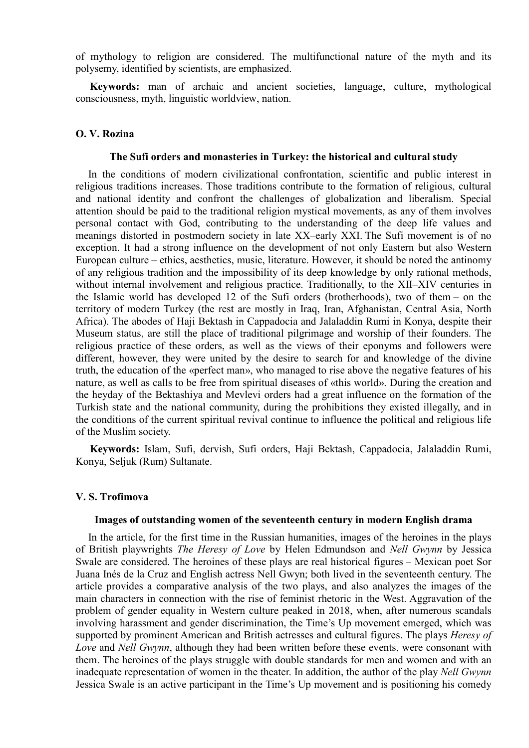of mythology to religion are considered. The multifunctional nature of the myth and its polysemy, identified by scientists, are emphasized.

**Keywords:** man of archaic and ancient societies, language, culture, mythological consciousness, myth, linguistic worldview, nation.

**O. V. Rozina**

**The Sufi orders and monasteries in Turkey: the historical and cultural study**

In the conditions of modern civilizational confrontation, scientific and public interest in religious traditions increases. Those traditions contribute to the formation of religious, cultural and national identity and confront the challenges of globalization and liberalism. Special attention should be paid to the traditional religion mystical movements, as any of them involves personal contact with God, contributing to the understanding of the deep life values and meanings distorted in postmodern society in late XX–early XXI. The Sufi movement is of no exception. It had a strong influence on the development of not only Eastern but also Western European culture – ethics, aesthetics, music, literature. However, it should be noted the antinomy of any religious tradition and the impossibility of its deep knowledge by only rational methods, without internal involvement and religious practice. Traditionally, to the XII–XIV centuries in the Islamic world has developed 12 of the Sufi orders (brotherhoods), two of them – on the territory of modern Turkey (the rest are mostly in Iraq, Iran, Afghanistan, Central Asia, North Africa). The abodes of Haji Bektash in Cappadocia and Jalaladdin Rumi in Konya, despite their Museum status, are still the place of traditional pilgrimage and worship of their founders. The religious practice of these orders, as well as the views of their eponyms and followers were different, however, they were united by the desire to search for and knowledge of the divine truth, the education of the «perfect man», who managed to rise above the negative features of his nature, as well as calls to be free from spiritual diseases of «this world». During the creation and the heyday of the Bektashiya and Mevlevi orders had a great influence on the formation of the Turkish state and the national community, during the prohibitions they existed illegally, and in the conditions of the current spiritual revival continue to influence the political and religious life of the Muslim society.

**Keywords:** Islam, Sufi, dervish, Sufi orders, Haji Bektash, Cappadocia, Jalaladdin Rumi, Konya, Seljuk (Rum) Sultanate.

**V. S. Trofimova**

**Images of outstanding women of the seventeenth century in modern English drama**

In the article, for the first time in the Russian humanities, images of the heroines in the plays of British playwrights *The Heresy of Love* by Helen Edmundson and *Nell Gwynn* by Jessica Swale are considered. The heroines of these plays are real historical figures – Mexican poet Sor Juana Inés de la Cruz and English actress Nell Gwyn; both lived in the seventeenth century. The article provides a comparative analysis of the two plays, and also analyzes the images of the main characters in connection with the rise of feminist rhetoric in the West. Aggravation of the problem of gender equality in Western culture peaked in 2018, when, after numerous scandals involving harassment and gender discrimination, the Time's Up movement emerged, which was supported by prominent American and British actresses and cultural figures. The plays *Heresy of Love* and *Nell Gwynn*, although they had been written before these events, were consonant with them. The heroines of the plays struggle with double standards for men and women and with an inadequate representation of women in the theater. In addition, the author of the play *Nell Gwynn* Jessica Swale is an active participant in the Time's Up movement and is positioning his comedy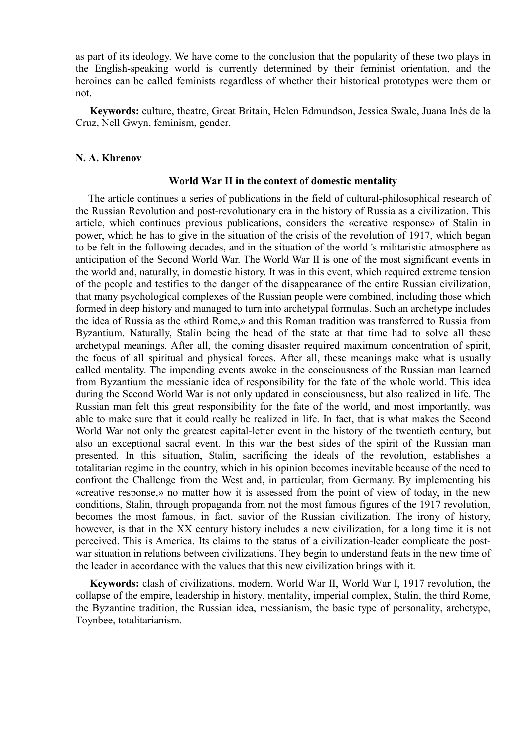as part of its ideology. We have come to the conclusion that the popularity of these two plays in the English-speaking world is currently determined by their feminist orientation, and the heroines can be called feminists regardless of whether their historical prototypes were them or not.

**Keywords:** culture, theatre, Great Britain, Helen Edmundson, Jessica Swale, Juana Inés de la Cruz, Nell Gwyn, feminism, gender.

**N. A. Khrenov**

### World War II in the context of domestic mentality

The article continues a series of publications in the field of cultural-philosophical research of the Russian Revolution and post-revolutionary era in the history of Russia as a civilization. This article, which continues previous publications, considers the «creative response» of Stalin in power, which he has to give in the situation of the crisis of the revolution of 1917, which began to be felt in the following decades, and in the situation of the world 's militaristic atmosphere as anticipation of the Second World War. The World War II is one of the most significant events in the world and, naturally, in domestic history. It was in this event, which required extreme tension of the people and testifies to the danger of the disappearance of the entire Russian civilization, that many psychological complexes of the Russian people were combined, including those which formed in deep history and managed to turn into archetypal formulas. Such an archetype includes the idea of Russia as the «third Rome,» and this Roman tradition was transferred to Russia from Byzantium. Naturally, Stalin being the head of the state at that time had to solve all these archetypal meanings. After all, the coming disaster required maximum concentration of spirit, the focus of all spiritual and physical forces. After all, these meanings make what is usually called mentality. The impending events awoke in the consciousness of the Russian man learned from Byzantium the messianic idea of responsibility for the fate of the whole world. This idea during the Second World War is not only updated in consciousness, but also realized in life. The Russian man felt this great responsibility for the fate of the world, and most importantly, was able to make sure that it could really be realized in life. In fact, that is what makes the Second World War not only the greatest capital-letter event in the history of the twentieth century, but also an exceptional sacral event. In this war the best sides of the spirit of the Russian man presented. In this situation, Stalin, sacrificing the ideals of the revolution, establishes a totalitarian regime in the country, which in his opinion becomes inevitable because of the need to confront the Challenge from the West and, in particular, from Germany. By implementing his «creative response,» no matter how it is assessed from the point of view of today, in the new conditions, Stalin, through propaganda from not the most famous figures of the 1917 revolution, becomes the most famous, in fact, savior of the Russian civilization. The irony of history, however, is that in the XX century history includes a new civilization, for a long time it is not perceived. This is America. Its claims to the status of a civilization-leader complicate the post-war situation in relations between civilizations. They begin to understand feats in the new time of the leader in accordance with the values that this new civilization brings with it.

**Keywords:** clash of civilizations, modern, World War II, World War I, 1917 revolution, the collapse of the empire, leadership in history, mentality, imperial complex, Stalin, the third Rome, the Byzantine tradition, the Russian idea, messianism, the basic type of personality, archetype, Toynbee, totalitarianism.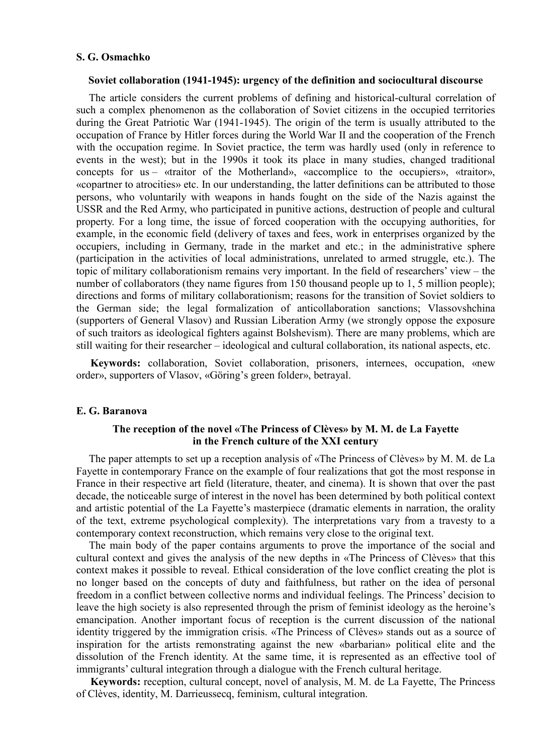**S. G. Osmachko**

### Soviet collaboration (1941-1945): urgency of the definition and sociocultural discourse

The article considers the current problems of defining and historical-cultural correlation of such a complex phenomenon as the collaboration of Soviet citizens in the occupied territories during the Great Patriotic War (1941-1945). The origin of the term is usually attributed to the occupation of France by Hitler forces during the World War II and the cooperation of the French with the occupation regime. In Soviet practice, the term was hardly used (only in reference to events in the west); but in the 1990s it took its place in many studies, changed traditional concepts for us – «traitor of the Motherland», «accomplice to the occupiers», «traitor», «copartner to atrocities» etc. In our understanding, the latter definitions can be attributed to those persons, who voluntarily with weapons in hands fought on the side of the Nazis against the USSR and the Red Army, who participated in punitive actions, destruction of people and cultural property. For a long time, the issue of forced cooperation with the occupying authorities, for example, in the economic field (delivery of taxes and fees, work in enterprises organized by the occupiers, including in Germany, trade in the market and etc.; in the administrative sphere (participation in the activities of local administrations, unrelated to armed struggle, etc.). The topic of military collaborationism remains very important. In the field of researchers' view – the number of collaborators (they name figures from 150 thousand people up to 1, 5 million people); directions and forms of military collaborationism; reasons for the transition of Soviet soldiers to the German side; the legal formalization of anticollaboration sanctions; Vlassovshchina (supporters of General Vlasov) and Russian Liberation Army (we strongly oppose the exposure of such traitors as ideological fighters against Bolshevism). There are many problems, which are still waiting for their researcher – ideological and cultural collaboration, its national aspects, etc.

**Keywords:** collaboration, Soviet collaboration, prisoners, internees, occupation, «new order», supporters of Vlasov, «Göring's green folder», betrayal.

**E. G. Baranova**

### The reception of the novel «The Princess of Clèves» by M. M. de La Fayette in the French culture of the XXI century

The paper attempts to set up a reception analysis of «The Princess of Clèves» by M. M. de La Fayette in contemporary France on the example of four realizations that got the most response in France in their respective art field (literature, theater, and cinema). It is shown that over the past decade, the noticeable surge of interest in the novel has been determined by both political context and artistic potential of the La Fayette's masterpiece (dramatic elements in narration, the orality of the text, extreme psychological complexity). The interpretations vary from a travesty to a contemporary context reconstruction, which remains very close to the original text.

The main body of the paper contains arguments to prove the importance of the social and cultural context and gives the analysis of the new depths in «The Princess of Clèves» that this context makes it possible to reveal. Ethical consideration of the love conflict creating the plot is no longer based on the concepts of duty and faithfulness, but rather on the idea of personal freedom in a conflict between collective norms and individual feelings. The Princess' decision to leave the high society is also represented through the prism of feminist ideology as the heroine's emancipation. Another important focus of reception is the current discussion of the national identity triggered by the immigration crisis. «The Princess of Clèves» stands out as a source of inspiration for the artists remonstrating against the new «barbarian» political elite and the dissolution of the French identity. At the same time, it is represented as an effective tool of immigrants' cultural integration through a dialogue with the French cultural heritage.

**Keywords:** reception, cultural concept, novel of analysis, M. M. de La Fayette, The Princess of Clèves, identity, M. Darrieussecq, feminism, cultural integration.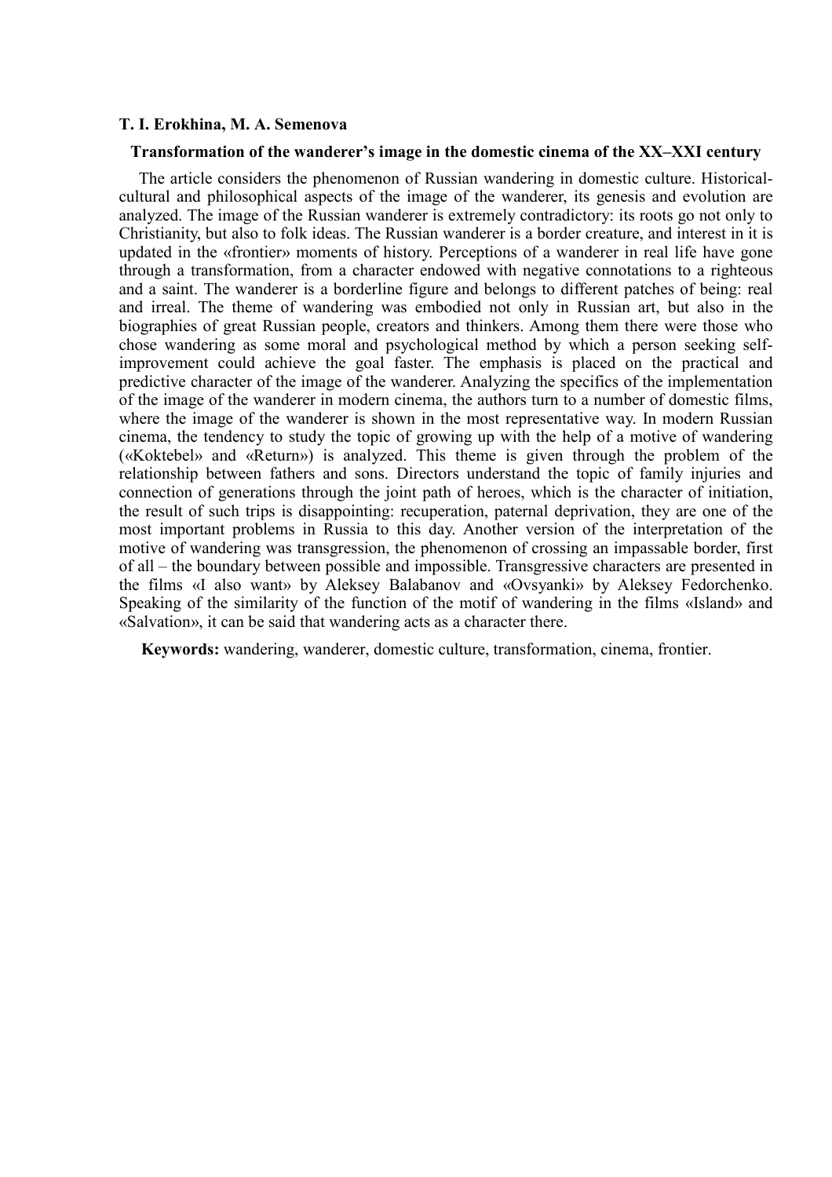**T. I. Erokhina, M. A. Semenova**

## Transformation of the wanderer's image in the domestic cinema of the XX–XXI century

The article considers the phenomenon of Russian wandering in domestic culture. Historical-cultural and philosophical aspects of the image of the wanderer, its genesis and evolution are analyzed. The image of the Russian wanderer is extremely contradictory: its roots go not only to Christianity, but also to folk ideas. The Russian wanderer is a border creature, and interest in it is updated in the «frontier» moments of history. Perceptions of a wanderer in real life have gone through a transformation, from a character endowed with negative connotations to a righteous and a saint. The wanderer is a borderline figure and belongs to different patches of being: real and irreal. The theme of wandering was embodied not only in Russian art, but also in the biographies of great Russian people, creators and thinkers. Among them there were those who chose wandering as some moral and psychological method by which a person seeking self-improvement could achieve the goal faster. The emphasis is placed on the practical and predictive character of the image of the wanderer. Analyzing the specifics of the implementation of the image of the wanderer in modern cinema, the authors turn to a number of domestic films, where the image of the wanderer is shown in the most representative way. In modern Russian cinema, the tendency to study the topic of growing up with the help of a motive of wandering («Koktebel» and «Return») is analyzed. This theme is given through the problem of the relationship between fathers and sons. Directors understand the topic of family injuries and connection of generations through the joint path of heroes, which is the character of initiation, the result of such trips is disappointing: recuperation, paternal deprivation, they are one of the most important problems in Russia to this day. Another version of the interpretation of the motive of wandering was transgression, the phenomenon of crossing an impassable border, first of all – the boundary between possible and impossible. Transgressive characters are presented in the films «I also want» by Aleksey Balabanov and «Ovsyanki» by Aleksey Fedorchenko. Speaking of the similarity of the function of the motif of wandering in the films «Island» and «Salvation», it can be said that wandering acts as a character there.

**Keywords:** wandering, wanderer, domestic culture, transformation, cinema, frontier.